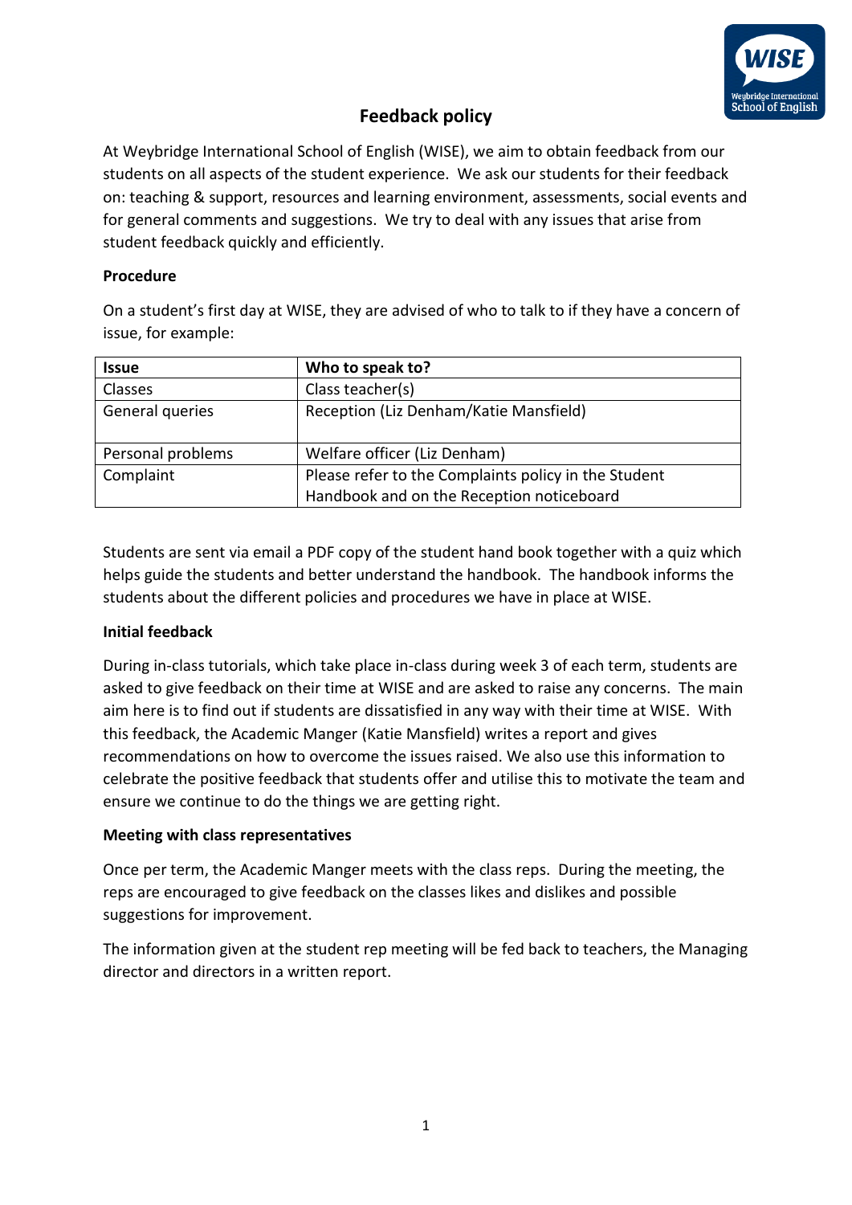# Feedback policy

At Weybridge International School of English (WISE), we aim to obtain feedback from our students on all aspects of the student experience. We ask our students for their feedback on: teaching & support, resources and learning environment, assessments, social events and for general comments and suggestions. We try to deal with any issues that arise from student feedback quickly and efficiently.

**Procedure**

On a student's first day at WISE, they are advised of who to talk to if they have a concern of issue, for example:

| Issue | Who to speak to? |
| --- | --- |
| Classes | Class teacher(s) |
| General queries | Reception (Liz Denham/Katie Mansfield) |
| Personal problems | Welfare officer (Liz Denham) |
| Complaint | Please refer to the Complaints policy in the Student Handbook and on the Reception noticeboard |

Students are sent via email a PDF copy of the student hand book together with a quiz which helps guide the students and better understand the handbook. The handbook informs the students about the different policies and procedures we have in place at WISE.

**Initial feedback**

During in-class tutorials, which take place in-class during week 3 of each term, students are asked to give feedback on their time at WISE and are asked to raise any concerns. The main aim here is to find out if students are dissatisfied in any way with their time at WISE. With this feedback, the Academic Manger (Katie Mansfield) writes a report and gives recommendations on how to overcome the issues raised. We also use this information to celebrate the positive feedback that students offer and utilise this to motivate the team and ensure we continue to do the things we are getting right.

**Meeting with class representatives**

Once per term, the Academic Manger meets with the class reps. During the meeting, the reps are encouraged to give feedback on the classes likes and dislikes and possible suggestions for improvement.

The information given at the student rep meeting will be fed back to teachers, the Managing director and directors in a written report.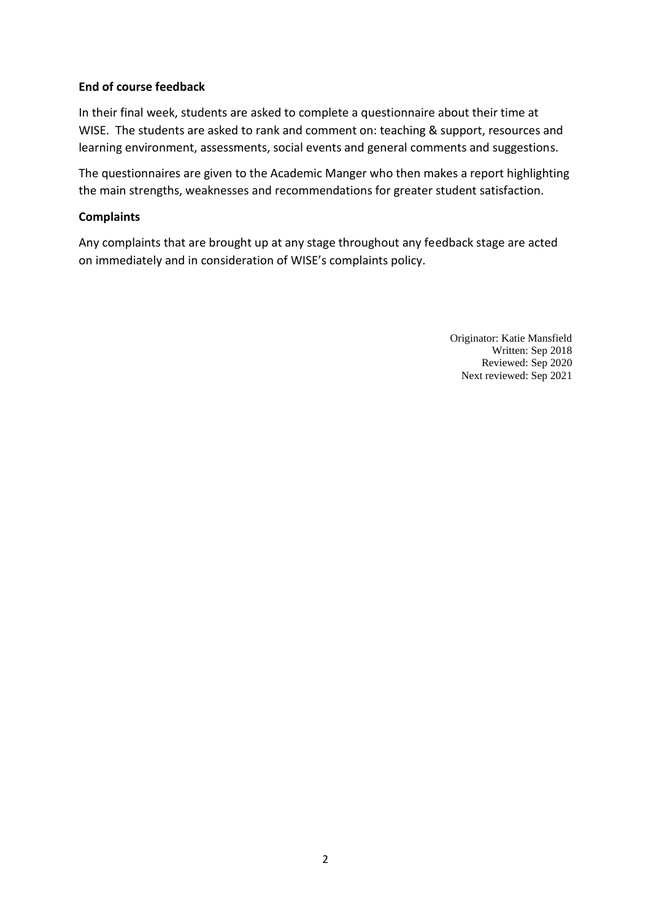**End of course feedback**

In their final week, students are asked to complete a questionnaire about their time at WISE. The students are asked to rank and comment on: teaching & support, resources and learning environment, assessments, social events and general comments and suggestions.

The questionnaires are given to the Academic Manger who then makes a report highlighting the main strengths, weaknesses and recommendations for greater student satisfaction.

**Complaints**

Any complaints that are brought up at any stage throughout any feedback stage are acted on immediately and in consideration of WISE's complaints policy.

Originator: Katie Mansfield
Written: Sep 2018
Reviewed: Sep 2020
Next reviewed: Sep 2021